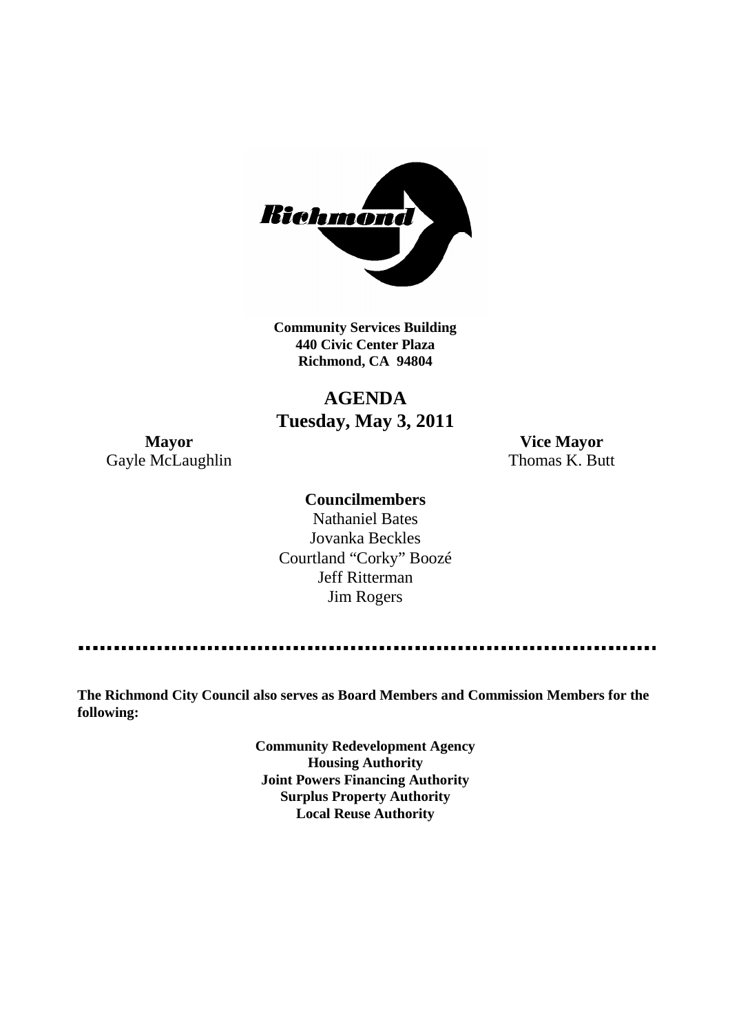**Community Services Building**
**440 Civic Center Plaza**
**Richmond, CA 94804**

# AGENDA
## Tuesday, May 3, 2011

**Mayor**
Gayle McLaughlin

**Vice Mayor**
Thomas K. Butt

**Councilmembers**

Nathaniel Bates
Jovanka Beckles
Courtland "Corky" Boozé
Jeff Ritterman
Jim Rogers

---

**The Richmond City Council also serves as Board Members and Commission Members for the following:**

**Community Redevelopment Agency**
**Housing Authority**
**Joint Powers Financing Authority**
**Surplus Property Authority**
**Local Reuse Authority**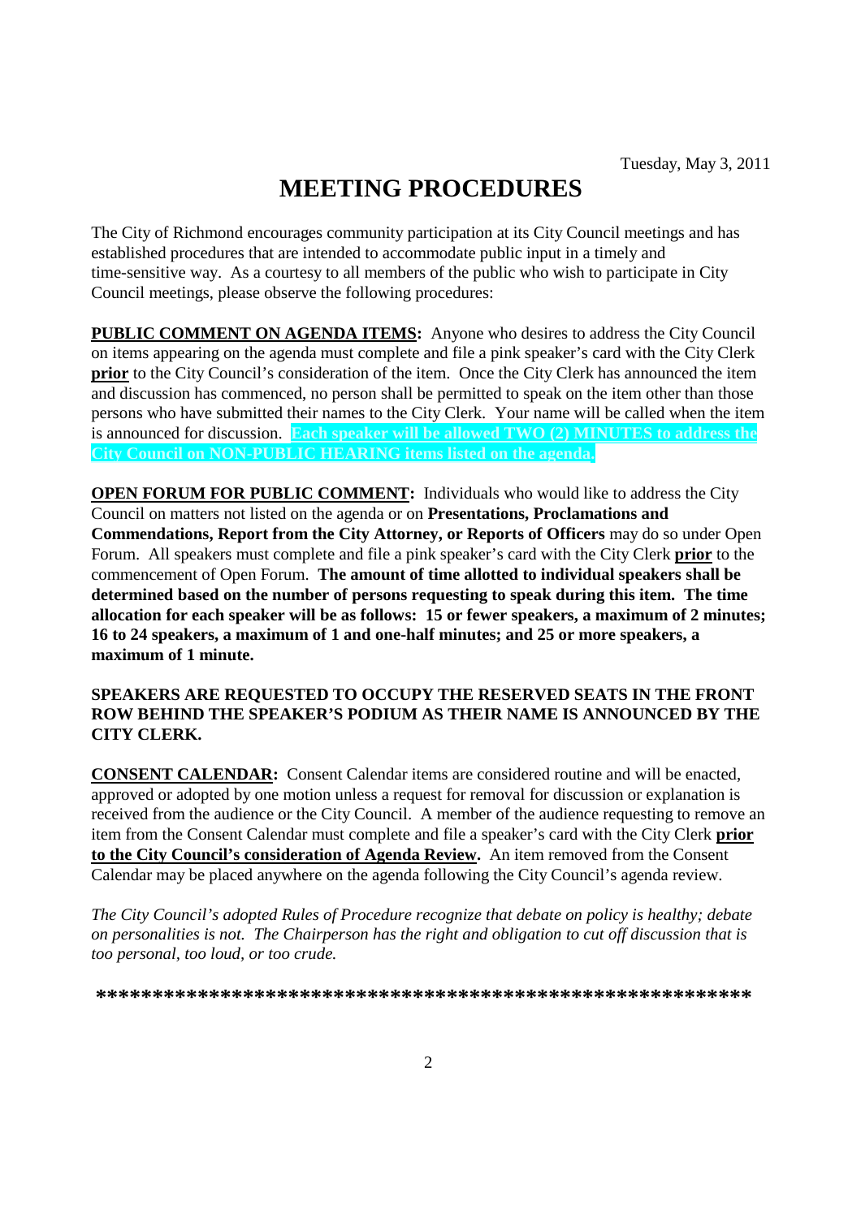Tuesday, May 3, 2011

# MEETING PROCEDURES

The City of Richmond encourages community participation at its City Council meetings and has established procedures that are intended to accommodate public input in a timely and time-sensitive way. As a courtesy to all members of the public who wish to participate in City Council meetings, please observe the following procedures:

**PUBLIC COMMENT ON AGENDA ITEMS:** Anyone who desires to address the City Council on items appearing on the agenda must complete and file a pink speaker's card with the City Clerk **prior** to the City Council's consideration of the item. Once the City Clerk has announced the item and discussion has commenced, no person shall be permitted to speak on the item other than those persons who have submitted their names to the City Clerk. Your name will be called when the item is announced for discussion. **Each speaker will be allowed TWO (2) MINUTES to address the City Council on NON-PUBLIC HEARING items listed on the agenda.**

**OPEN FORUM FOR PUBLIC COMMENT:** Individuals who would like to address the City Council on matters not listed on the agenda or on **Presentations, Proclamations and Commendations, Report from the City Attorney, or Reports of Officers** may do so under Open Forum. All speakers must complete and file a pink speaker's card with the City Clerk **prior** to the commencement of Open Forum. **The amount of time allotted to individual speakers shall be determined based on the number of persons requesting to speak during this item. The time allocation for each speaker will be as follows: 15 or fewer speakers, a maximum of 2 minutes; 16 to 24 speakers, a maximum of 1 and one-half minutes; and 25 or more speakers, a maximum of 1 minute.**

**SPEAKERS ARE REQUESTED TO OCCUPY THE RESERVED SEATS IN THE FRONT ROW BEHIND THE SPEAKER'S PODIUM AS THEIR NAME IS ANNOUNCED BY THE CITY CLERK.**

**CONSENT CALENDAR:** Consent Calendar items are considered routine and will be enacted, approved or adopted by one motion unless a request for removal for discussion or explanation is received from the audience or the City Council. A member of the audience requesting to remove an item from the Consent Calendar must complete and file a speaker's card with the City Clerk **prior to the City Council's consideration of Agenda Review.** An item removed from the Consent Calendar may be placed anywhere on the agenda following the City Council's agenda review.

*The City Council's adopted Rules of Procedure recognize that debate on policy is healthy; debate on personalities is not. The Chairperson has the right and obligation to cut off discussion that is too personal, too loud, or too crude.*

**\*\*\*\*\*\*\*\*\*\*\*\*\*\*\*\*\*\*\*\*\*\*\*\*\*\*\*\*\*\*\*\*\*\*\*\*\*\*\*\*\*\*\*\*\*\*\*\*\*\*\*\*\*\*\*\*\*\*\***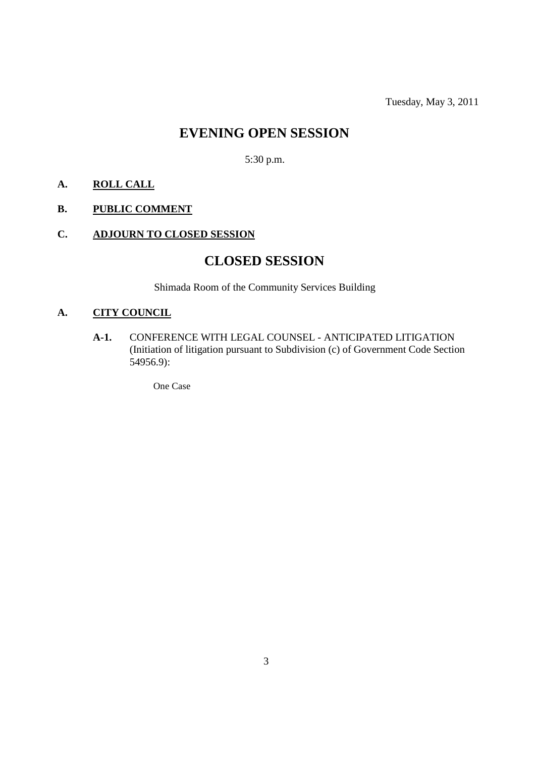Tuesday, May 3, 2011

# EVENING OPEN SESSION

5:30 p.m.

**A. ROLL CALL**

**B. PUBLIC COMMENT**

**C. ADJOURN TO CLOSED SESSION**

# CLOSED SESSION

Shimada Room of the Community Services Building

**A. CITY COUNCIL**

**A-1.** CONFERENCE WITH LEGAL COUNSEL - ANTICIPATED LITIGATION (Initiation of litigation pursuant to Subdivision (c) of Government Code Section 54956.9):

One Case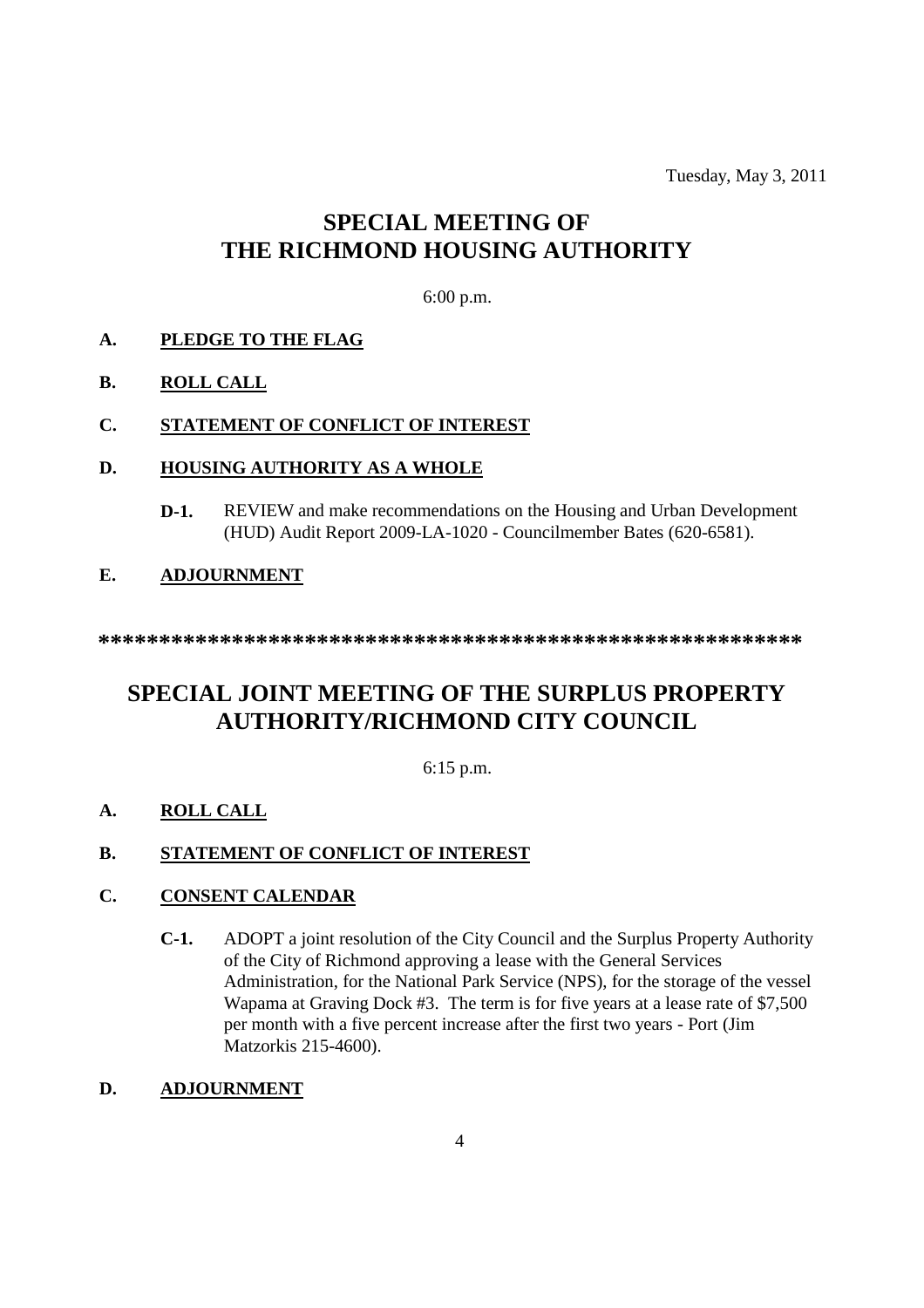Tuesday, May 3, 2011

# SPECIAL MEETING OF THE RICHMOND HOUSING AUTHORITY

6:00 p.m.

**A. PLEDGE TO THE FLAG**

**B. ROLL CALL**

**C. STATEMENT OF CONFLICT OF INTEREST**

**D. HOUSING AUTHORITY AS A WHOLE**

**D-1.** REVIEW and make recommendations on the Housing and Urban Development (HUD) Audit Report 2009-LA-1020 - Councilmember Bates (620-6581).

**E. ADJOURNMENT**

**\*\*\*\*\*\*\*\*\*\*\*\*\*\*\*\*\*\*\*\*\*\*\*\*\*\*\*\*\*\*\*\*\*\*\*\*\*\*\*\*\*\*\*\*\*\*\*\*\*\*\*\*\*\*\*\*\*\*\*\*\***

# SPECIAL JOINT MEETING OF THE SURPLUS PROPERTY AUTHORITY/RICHMOND CITY COUNCIL

6:15 p.m.

**A. ROLL CALL**

**B. STATEMENT OF CONFLICT OF INTEREST**

**C. CONSENT CALENDAR**

**C-1.** ADOPT a joint resolution of the City Council and the Surplus Property Authority of the City of Richmond approving a lease with the General Services Administration, for the National Park Service (NPS), for the storage of the vessel Wapama at Graving Dock #3. The term is for five years at a lease rate of $7,500 per month with a five percent increase after the first two years - Port (Jim Matzorkis 215-4600).

**D. ADJOURNMENT**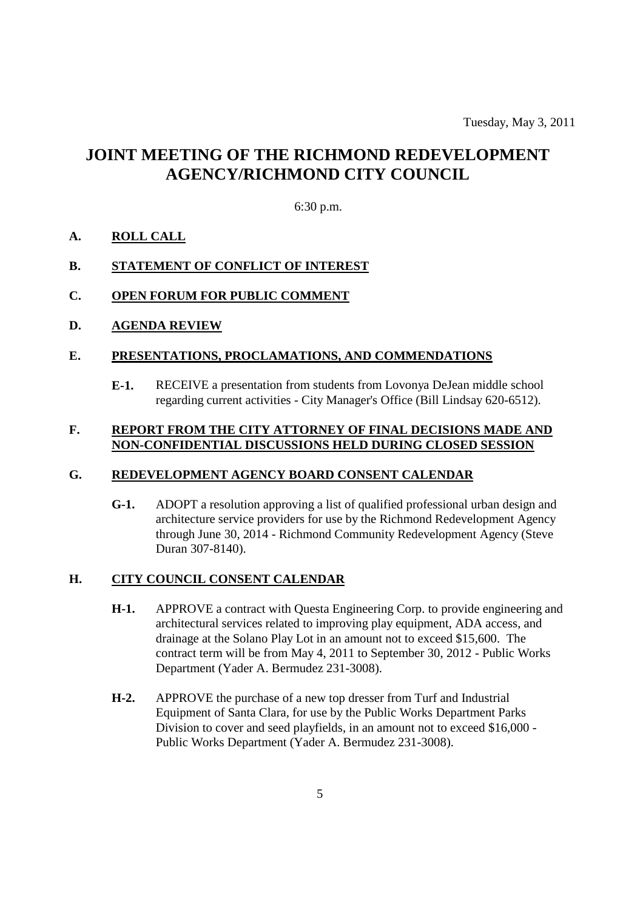Tuesday, May 3, 2011

# JOINT MEETING OF THE RICHMOND REDEVELOPMENT AGENCY/RICHMOND CITY COUNCIL

6:30 p.m.

**A. ROLL CALL**

**B. STATEMENT OF CONFLICT OF INTEREST**

**C. OPEN FORUM FOR PUBLIC COMMENT**

**D. AGENDA REVIEW**

**E. PRESENTATIONS, PROCLAMATIONS, AND COMMENDATIONS**

**E-1.** RECEIVE a presentation from students from Lovonya DeJean middle school regarding current activities - City Manager's Office (Bill Lindsay 620-6512).

**F. REPORT FROM THE CITY ATTORNEY OF FINAL DECISIONS MADE AND NON-CONFIDENTIAL DISCUSSIONS HELD DURING CLOSED SESSION**

**G. REDEVELOPMENT AGENCY BOARD CONSENT CALENDAR**

**G-1.** ADOPT a resolution approving a list of qualified professional urban design and architecture service providers for use by the Richmond Redevelopment Agency through June 30, 2014 - Richmond Community Redevelopment Agency (Steve Duran 307-8140).

**H. CITY COUNCIL CONSENT CALENDAR**

**H-1.** APPROVE a contract with Questa Engineering Corp. to provide engineering and architectural services related to improving play equipment, ADA access, and drainage at the Solano Play Lot in an amount not to exceed $15,600. The contract term will be from May 4, 2011 to September 30, 2012 - Public Works Department (Yader A. Bermudez 231-3008).

**H-2.** APPROVE the purchase of a new top dresser from Turf and Industrial Equipment of Santa Clara, for use by the Public Works Department Parks Division to cover and seed playfields, in an amount not to exceed $16,000 - Public Works Department (Yader A. Bermudez 231-3008).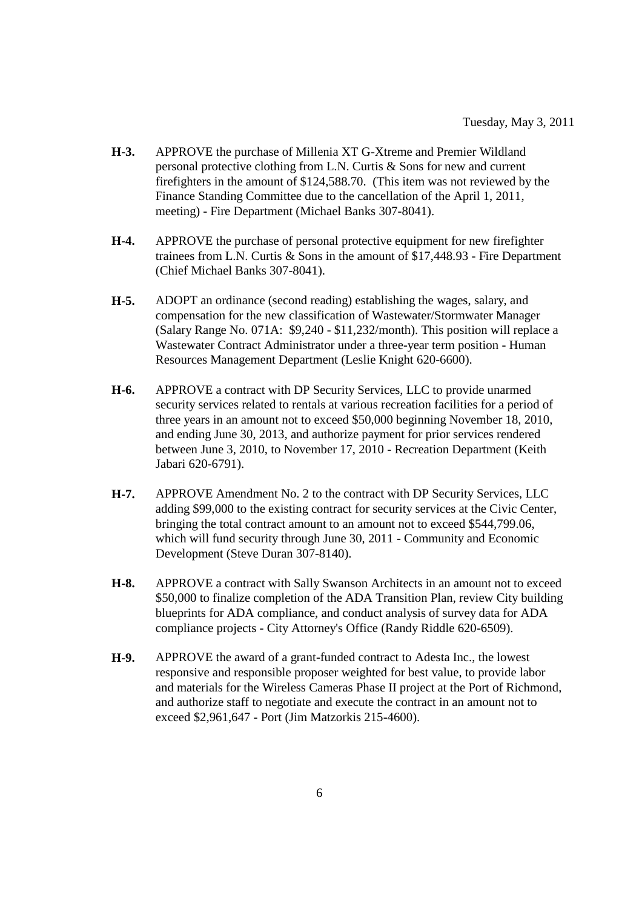Tuesday, May 3, 2011

**H-3.** APPROVE the purchase of Millenia XT G-Xtreme and Premier Wildland personal protective clothing from L.N. Curtis & Sons for new and current firefighters in the amount of $124,588.70. (This item was not reviewed by the Finance Standing Committee due to the cancellation of the April 1, 2011, meeting) - Fire Department (Michael Banks 307-8041).

**H-4.** APPROVE the purchase of personal protective equipment for new firefighter trainees from L.N. Curtis & Sons in the amount of $17,448.93 - Fire Department (Chief Michael Banks 307-8041).

**H-5.** ADOPT an ordinance (second reading) establishing the wages, salary, and compensation for the new classification of Wastewater/Stormwater Manager (Salary Range No. 071A: $9,240 - $11,232/month). This position will replace a Wastewater Contract Administrator under a three-year term position - Human Resources Management Department (Leslie Knight 620-6600).

**H-6.** APPROVE a contract with DP Security Services, LLC to provide unarmed security services related to rentals at various recreation facilities for a period of three years in an amount not to exceed $50,000 beginning November 18, 2010, and ending June 30, 2013, and authorize payment for prior services rendered between June 3, 2010, to November 17, 2010 - Recreation Department (Keith Jabari 620-6791).

**H-7.** APPROVE Amendment No. 2 to the contract with DP Security Services, LLC adding $99,000 to the existing contract for security services at the Civic Center, bringing the total contract amount to an amount not to exceed $544,799.06, which will fund security through June 30, 2011 - Community and Economic Development (Steve Duran 307-8140).

**H-8.** APPROVE a contract with Sally Swanson Architects in an amount not to exceed $50,000 to finalize completion of the ADA Transition Plan, review City building blueprints for ADA compliance, and conduct analysis of survey data for ADA compliance projects - City Attorney's Office (Randy Riddle 620-6509).

**H-9.** APPROVE the award of a grant-funded contract to Adesta Inc., the lowest responsive and responsible proposer weighted for best value, to provide labor and materials for the Wireless Cameras Phase II project at the Port of Richmond, and authorize staff to negotiate and execute the contract in an amount not to exceed $2,961,647 - Port (Jim Matzorkis 215-4600).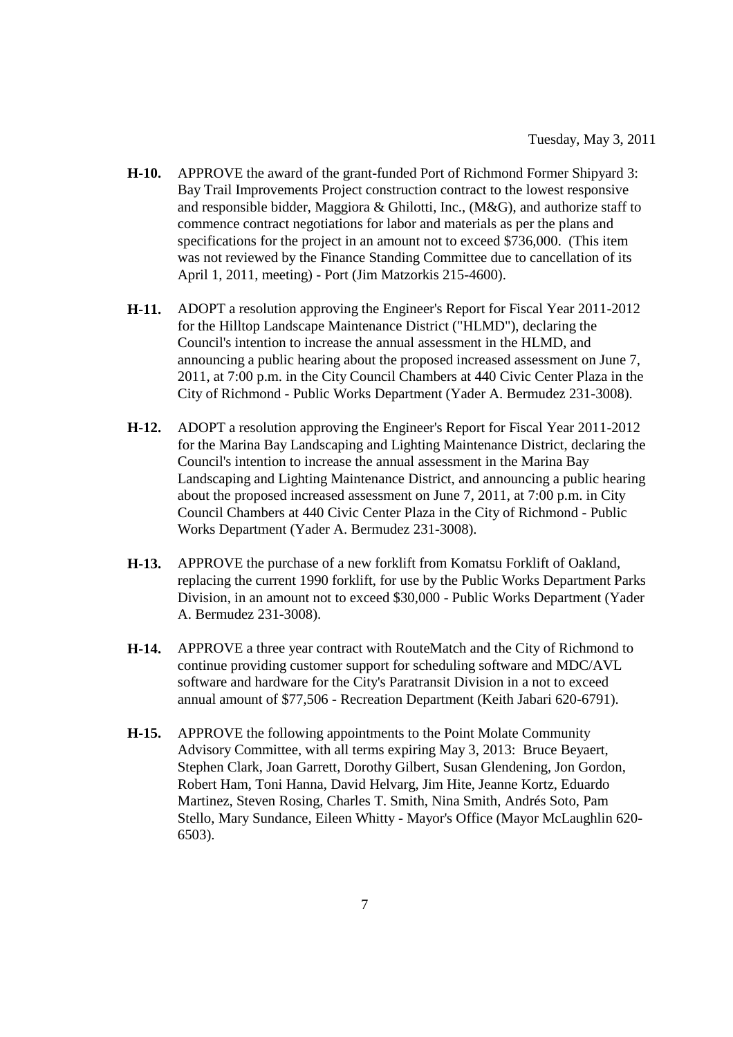**H-10.** APPROVE the award of the grant-funded Port of Richmond Former Shipyard 3: Bay Trail Improvements Project construction contract to the lowest responsive and responsible bidder, Maggiora & Ghilotti, Inc., (M&G), and authorize staff to commence contract negotiations for labor and materials as per the plans and specifications for the project in an amount not to exceed $736,000. (This item was not reviewed by the Finance Standing Committee due to cancellation of its April 1, 2011, meeting) - Port (Jim Matzorkis 215-4600).

**H-11.** ADOPT a resolution approving the Engineer's Report for Fiscal Year 2011-2012 for the Hilltop Landscape Maintenance District ("HLMD"), declaring the Council's intention to increase the annual assessment in the HLMD, and announcing a public hearing about the proposed increased assessment on June 7, 2011, at 7:00 p.m. in the City Council Chambers at 440 Civic Center Plaza in the City of Richmond - Public Works Department (Yader A. Bermudez 231-3008).

**H-12.** ADOPT a resolution approving the Engineer's Report for Fiscal Year 2011-2012 for the Marina Bay Landscaping and Lighting Maintenance District, declaring the Council's intention to increase the annual assessment in the Marina Bay Landscaping and Lighting Maintenance District, and announcing a public hearing about the proposed increased assessment on June 7, 2011, at 7:00 p.m. in City Council Chambers at 440 Civic Center Plaza in the City of Richmond - Public Works Department (Yader A. Bermudez 231-3008).

**H-13.** APPROVE the purchase of a new forklift from Komatsu Forklift of Oakland, replacing the current 1990 forklift, for use by the Public Works Department Parks Division, in an amount not to exceed $30,000 - Public Works Department (Yader A. Bermudez 231-3008).

**H-14.** APPROVE a three year contract with RouteMatch and the City of Richmond to continue providing customer support for scheduling software and MDC/AVL software and hardware for the City's Paratransit Division in a not to exceed annual amount of $77,506 - Recreation Department (Keith Jabari 620-6791).

**H-15.** APPROVE the following appointments to the Point Molate Community Advisory Committee, with all terms expiring May 3, 2013: Bruce Beyaert, Stephen Clark, Joan Garrett, Dorothy Gilbert, Susan Glendening, Jon Gordon, Robert Ham, Toni Hanna, David Helvarg, Jim Hite, Jeanne Kortz, Eduardo Martinez, Steven Rosing, Charles T. Smith, Nina Smith, Andrés Soto, Pam Stello, Mary Sundance, Eileen Whitty - Mayor's Office (Mayor McLaughlin 620-6503).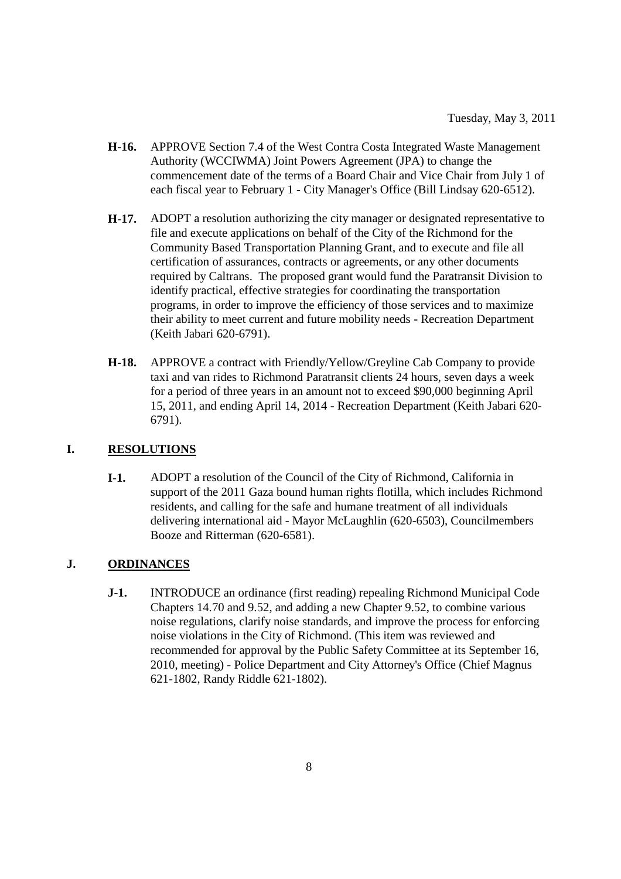**H-16.** APPROVE Section 7.4 of the West Contra Costa Integrated Waste Management Authority (WCCIWMA) Joint Powers Agreement (JPA) to change the commencement date of the terms of a Board Chair and Vice Chair from July 1 of each fiscal year to February 1 - City Manager's Office (Bill Lindsay 620-6512).

**H-17.** ADOPT a resolution authorizing the city manager or designated representative to file and execute applications on behalf of the City of the Richmond for the Community Based Transportation Planning Grant, and to execute and file all certification of assurances, contracts or agreements, or any other documents required by Caltrans. The proposed grant would fund the Paratransit Division to identify practical, effective strategies for coordinating the transportation programs, in order to improve the efficiency of those services and to maximize their ability to meet current and future mobility needs - Recreation Department (Keith Jabari 620-6791).

**H-18.** APPROVE a contract with Friendly/Yellow/Greyline Cab Company to provide taxi and van rides to Richmond Paratransit clients 24 hours, seven days a week for a period of three years in an amount not to exceed $90,000 beginning April 15, 2011, and ending April 14, 2014 - Recreation Department (Keith Jabari 620-6791).

## I. RESOLUTIONS

**I-1.** ADOPT a resolution of the Council of the City of Richmond, California in support of the 2011 Gaza bound human rights flotilla, which includes Richmond residents, and calling for the safe and humane treatment of all individuals delivering international aid - Mayor McLaughlin (620-6503), Councilmembers Booze and Ritterman (620-6581).

## J. ORDINANCES

**J-1.** INTRODUCE an ordinance (first reading) repealing Richmond Municipal Code Chapters 14.70 and 9.52, and adding a new Chapter 9.52, to combine various noise regulations, clarify noise standards, and improve the process for enforcing noise violations in the City of Richmond. (This item was reviewed and recommended for approval by the Public Safety Committee at its September 16, 2010, meeting) - Police Department and City Attorney's Office (Chief Magnus 621-1802, Randy Riddle 621-1802).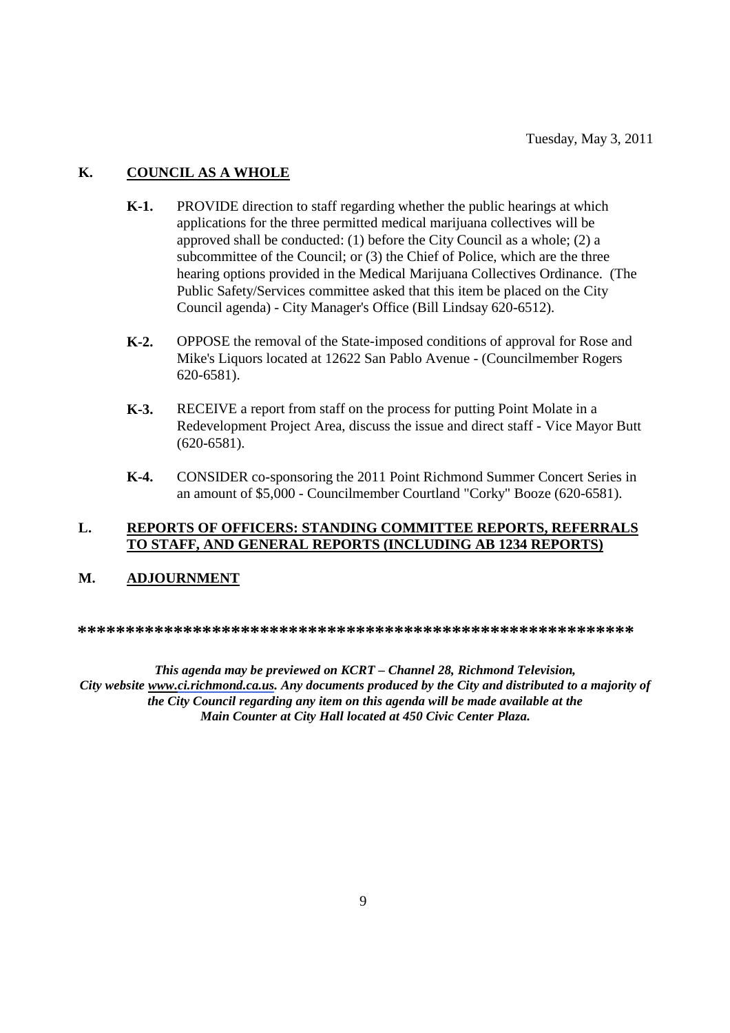Tuesday, May 3, 2011

## K. COUNCIL AS A WHOLE

**K-1.** PROVIDE direction to staff regarding whether the public hearings at which applications for the three permitted medical marijuana collectives will be approved shall be conducted: (1) before the City Council as a whole; (2) a subcommittee of the Council; or (3) the Chief of Police, which are the three hearing options provided in the Medical Marijuana Collectives Ordinance. (The Public Safety/Services committee asked that this item be placed on the City Council agenda) - City Manager's Office (Bill Lindsay 620-6512).

**K-2.** OPPOSE the removal of the State-imposed conditions of approval for Rose and Mike's Liquors located at 12622 San Pablo Avenue - (Councilmember Rogers 620-6581).

**K-3.** RECEIVE a report from staff on the process for putting Point Molate in a Redevelopment Project Area, discuss the issue and direct staff - Vice Mayor Butt (620-6581).

**K-4.** CONSIDER co-sponsoring the 2011 Point Richmond Summer Concert Series in an amount of $5,000 - Councilmember Courtland "Corky" Booze (620-6581).

## L. REPORTS OF OFFICERS: STANDING COMMITTEE REPORTS, REFERRALS TO STAFF, AND GENERAL REPORTS (INCLUDING AB 1234 REPORTS)

## M. ADJOURNMENT

*********************************************************

***This agenda may be previewed on KCRT – Channel 28, Richmond Television, City website www.ci.richmond.ca.us. Any documents produced by the City and distributed to a majority of the City Council regarding any item on this agenda will be made available at the Main Counter at City Hall located at 450 Civic Center Plaza.***